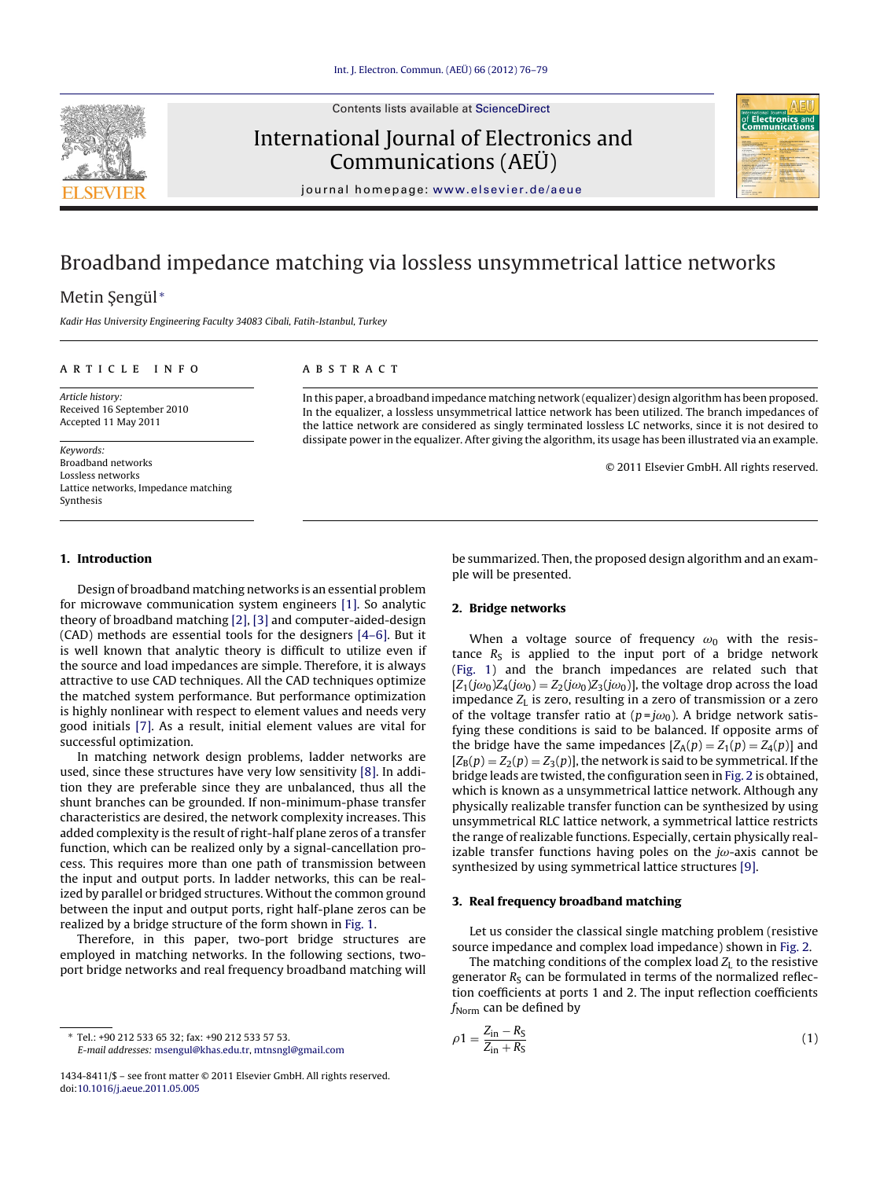# Broadband impedance matching via lossless unsymmetrical lattice networks

Metin Şengül*

*Kadir Has University Engineering Faculty 34083 Cibali, Fatih-Istanbul, Turkey*

---

A R T I C L E   I N F O

*Article history:*
Received 16 September 2010
Accepted 11 May 2011

*Keywords:*
Broadband networks
Lossless networks
Lattice networks, Impedance matching
Synthesis

A B S T R A C T

In this paper, a broadband impedance matching network (equalizer) design algorithm has been proposed. In the equalizer, a lossless unsymmetrical lattice network has been utilized. The branch impedances of the lattice network are considered as singly terminated lossless LC networks, since it is not desired to dissipate power in the equalizer. After giving the algorithm, its usage has been illustrated via an example.

© 2011 Elsevier GmbH. All rights reserved.

---

## 1. Introduction

Design of broadband matching networks is an essential problem for microwave communication system engineers [1]. So analytic theory of broadband matching [2], [3] and computer-aided-design (CAD) methods are essential tools for the designers [4–6]. But it is well known that analytic theory is difficult to utilize even if the source and load impedances are simple. Therefore, it is always attractive to use CAD techniques. All the CAD techniques optimize the matched system performance. But performance optimization is highly nonlinear with respect to element values and needs very good initials [7]. As a result, initial element values are vital for successful optimization.

In matching network design problems, ladder networks are used, since these structures have very low sensitivity [8]. In addition they are preferable since they are unbalanced, thus all the shunt branches can be grounded. If non-minimum-phase transfer characteristics are desired, the network complexity increases. This added complexity is the result of right-half plane zeros of a transfer function, which can be realized only by a signal-cancellation process. This requires more than one path of transmission between the input and output ports. In ladder networks, this can be realized by parallel or bridged structures. Without the common ground between the input and output ports, right half-plane zeros can be realized by a bridge structure of the form shown in Fig. 1.

Therefore, in this paper, two-port bridge structures are employed in matching networks. In the following sections, two-port bridge networks and real frequency broadband matching will be summarized. Then, the proposed design algorithm and an example will be presented.

## 2. Bridge networks

When a voltage source of frequency $\omega_0$ with the resistance $R_S$ is applied to the input port of a bridge network (Fig. 1) and the branch impedances are related such that $[Z_1(j\omega_0)Z_4(j\omega_0) = Z_2(j\omega_0)Z_3(j\omega_0)]$, the voltage drop across the load impedance $Z_L$ is zero, resulting in a zero of transmission or a zero of the voltage transfer ratio at $(p = j\omega_0)$. A bridge network satisfying these conditions is said to be balanced. If opposite arms of the bridge have the same impedances $[Z_A(p) = Z_1(p) = Z_4(p)]$ and $[Z_B(p) = Z_2(p) = Z_3(p)]$, the network is said to be symmetrical. If the bridge leads are twisted, the configuration seen in Fig. 2 is obtained, which is known as a unsymmetrical lattice network. Although any physically realizable transfer function can be synthesized by using unsymmetrical RLC lattice network, a symmetrical lattice restricts the range of realizable functions. Especially, certain physically realizable transfer functions having poles on the $j\omega$-axis cannot be synthesized by using symmetrical lattice structures [9].

## 3. Real frequency broadband matching

Let us consider the classical single matching problem (resistive source impedance and complex load impedance) shown in Fig. 2.

The matching conditions of the complex load $Z_L$ to the resistive generator $R_S$ can be formulated in terms of the normalized reflection coefficients at ports 1 and 2. The input reflection coefficients $f_{Norm}$ can be defined by

$$\rho 1 = \frac{Z_{in} - R_S}{Z_{in} + R_S} \tag{1}$$

---

* Tel.: +90 212 533 65 32; fax: +90 212 533 57 53.
*E-mail addresses:* msengul@khas.edu.tr, mtnsngl@gmail.com

1434-8411/$ – see front matter © 2011 Elsevier GmbH. All rights reserved.
doi:10.1016/j.aeue.2011.05.005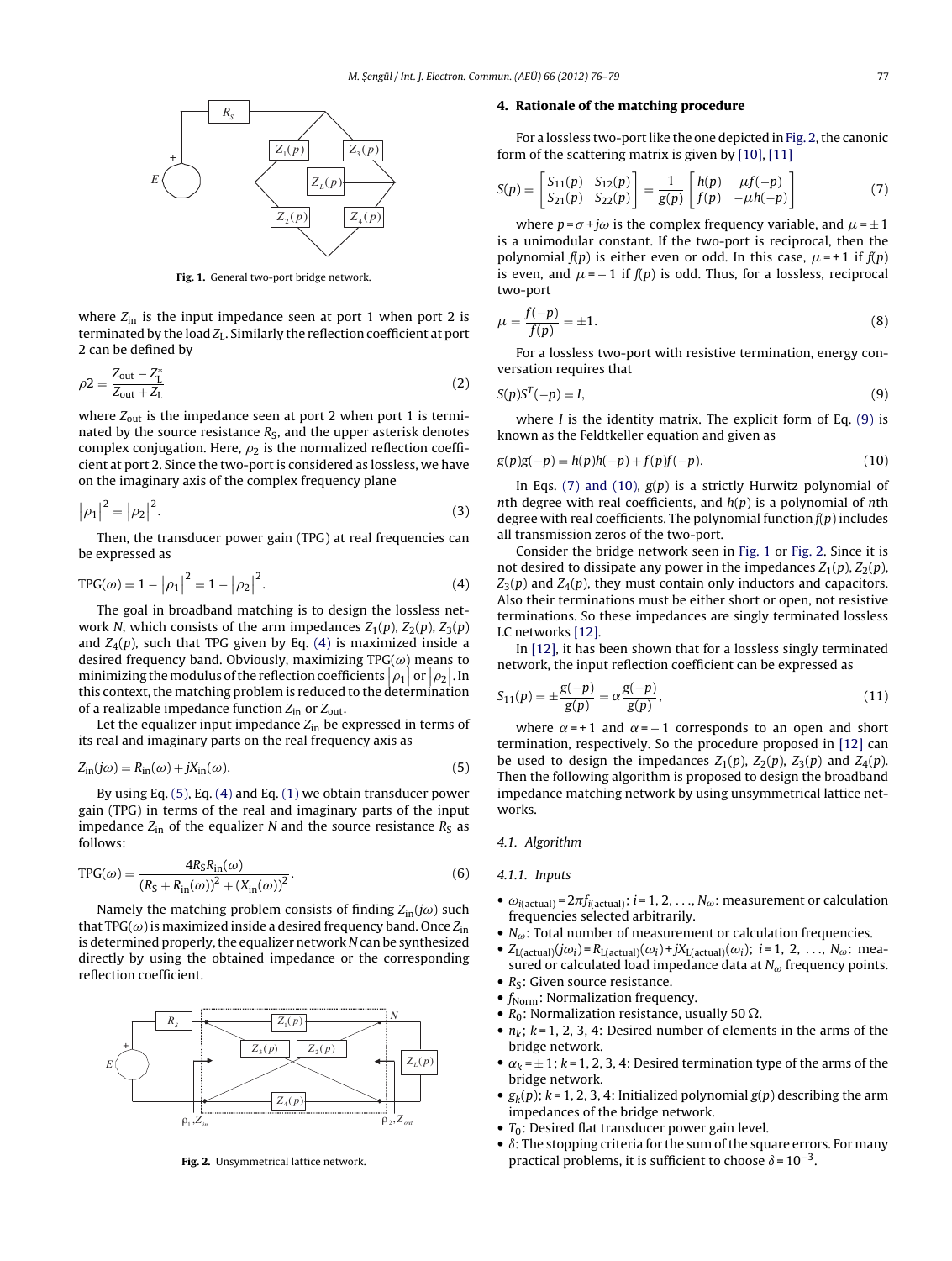Fig. 1. General two-port bridge network.

where $Z_{\text{in}}$ is the input impedance seen at port 1 when port 2 is terminated by the load $Z_L$. Similarly the reflection coefficient at port 2 can be defined by

$$\rho 2 = \frac{Z_{\text{out}} - Z_L^*}{Z_{\text{out}} + Z_L} \tag{2}$$

where $Z_{\text{out}}$ is the impedance seen at port 2 when port 1 is terminated by the source resistance $R_S$, and the upper asterisk denotes complex conjugation. Here, $\rho_2$ is the normalized reflection coefficient at port 2. Since the two-port is considered as lossless, we have on the imaginary axis of the complex frequency plane

$$\left|\rho_1\right|^2 = \left|\rho_2\right|^2. \tag{3}$$

Then, the transducer power gain (TPG) at real frequencies can be expressed as

$$\text{TPG}(\omega) = 1 - \left|\rho_1\right|^2 = 1 - \left|\rho_2\right|^2. \tag{4}$$

The goal in broadband matching is to design the lossless network $N$, which consists of the arm impedances $Z_1(p)$, $Z_2(p)$, $Z_3(p)$ and $Z_4(p)$, such that TPG given by Eq. (4) is maximized inside a desired frequency band. Obviously, maximizing TPG($\omega$) means to minimizing the modulus of the reflection coefficients $\left|\rho_1\right|$ or $\left|\rho_2\right|$. In this context, the matching problem is reduced to the determination of a realizable impedance function $Z_{\text{in}}$ or $Z_{\text{out}}$.

Let the equalizer input impedance $Z_{\text{in}}$ be expressed in terms of its real and imaginary parts on the real frequency axis as

$$Z_{\text{in}}(j\omega) = R_{\text{in}}(\omega) + jX_{\text{in}}(\omega). \tag{5}$$

By using Eq. (5), Eq. (4) and Eq. (1) we obtain transducer power gain (TPG) in terms of the real and imaginary parts of the input impedance $Z_{\text{in}}$ of the equalizer $N$ and the source resistance $R_S$ as follows:

$$\text{TPG}(\omega) = \frac{4R_S R_{\text{in}}(\omega)}{(R_S + R_{\text{in}}(\omega))^2 + (X_{\text{in}}(\omega))^2}. \tag{6}$$

Namely the matching problem consists of finding $Z_{\text{in}}(j\omega)$ such that TPG($\omega$) is maximized inside a desired frequency band. Once $Z_{\text{in}}$ is determined properly, the equalizer network $N$ can be synthesized directly by using the obtained impedance or the corresponding reflection coefficient.

Fig. 2. Unsymmetrical lattice network.

## 4. Rationale of the matching procedure

For a lossless two-port like the one depicted in Fig. 2, the canonic form of the scattering matrix is given by [10], [11]

$$S(p) = \begin{bmatrix} S_{11}(p) & S_{12}(p) \\ S_{21}(p) & S_{22}(p) \end{bmatrix} = \frac{1}{g(p)} \begin{bmatrix} h(p) & \mu f(-p) \\ f(p) & -\mu h(-p) \end{bmatrix} \tag{7}$$

where $p = \sigma + j\omega$ is the complex frequency variable, and $\mu = \pm 1$ is a unimodular constant. If the two-port is reciprocal, then the polynomial $f(p)$ is either even or odd. In this case, $\mu = +1$ if $f(p)$ is even, and $\mu = -1$ if $f(p)$ is odd. Thus, for a lossless, reciprocal two-port

$$\mu = \frac{f(-p)}{f(p)} = \pm 1. \tag{8}$$

For a lossless two-port with resistive termination, energy conversation requires that

$$S(p)S^T(-p) = I, \tag{9}$$

where $I$ is the identity matrix. The explicit form of Eq. (9) is known as the Feldtkeller equation and given as

$$g(p)g(-p) = h(p)h(-p) + f(p)f(-p). \tag{10}$$

In Eqs. (7) and (10), $g(p)$ is a strictly Hurwitz polynomial of $n$th degree with real coefficients, and $h(p)$ is a polynomial of $n$th degree with real coefficients. The polynomial function $f(p)$ includes all transmission zeros of the two-port.

Consider the bridge network seen in Fig. 1 or Fig. 2. Since it is not desired to dissipate any power in the impedances $Z_1(p)$, $Z_2(p)$, $Z_3(p)$ and $Z_4(p)$, they must contain only inductors and capacitors. Also their terminations must be either short or open, not resistive terminations. So these impedances are singly terminated lossless LC networks [12].

In [12], it has been shown that for a lossless singly terminated network, the input reflection coefficient can be expressed as

$$S_{11}(p) = \pm\frac{g(-p)}{g(p)} = \alpha\frac{g(-p)}{g(p)}, \tag{11}$$

where $\alpha = +1$ and $\alpha = -1$ corresponds to an open and short termination, respectively. So the procedure proposed in [12] can be used to design the impedances $Z_1(p)$, $Z_2(p)$, $Z_3(p)$ and $Z_4(p)$. Then the following algorithm is proposed to design the broadband impedance matching network by using unsymmetrical lattice networks.

### 4.1. Algorithm

#### 4.1.1. Inputs

- $\omega_{i(\text{actual})} = 2\pi f_{i(\text{actual})}$; $i = 1, 2, \ldots, N_\omega$: measurement or calculation frequencies selected arbitrarily.
- $N_\omega$: Total number of measurement or calculation frequencies.
- $Z_{L(\text{actual})}(j\omega_i) = R_{L(\text{actual})}(\omega_i) + jX_{L(\text{actual})}(\omega_i)$; $i = 1, 2, \ldots, N_\omega$: measured or calculated load impedance data at $N_\omega$ frequency points.
- $R_S$: Given source resistance.
- $f_{\text{Norm}}$: Normalization frequency.
- $R_0$: Normalization resistance, usually 50 Ω.
- $n_k$; $k = 1, 2, 3, 4$: Desired number of elements in the arms of the bridge network.
- $\alpha_k = \pm 1$; $k = 1, 2, 3, 4$: Desired termination type of the arms of the bridge network.
- $g_k(p)$; $k = 1, 2, 3, 4$: Initialized polynomial $g(p)$ describing the arm impedances of the bridge network.
- $T_0$: Desired flat transducer power gain level.
- $\delta$: The stopping criteria for the sum of the square errors. For many practical problems, it is sufficient to choose $\delta = 10^{-3}$.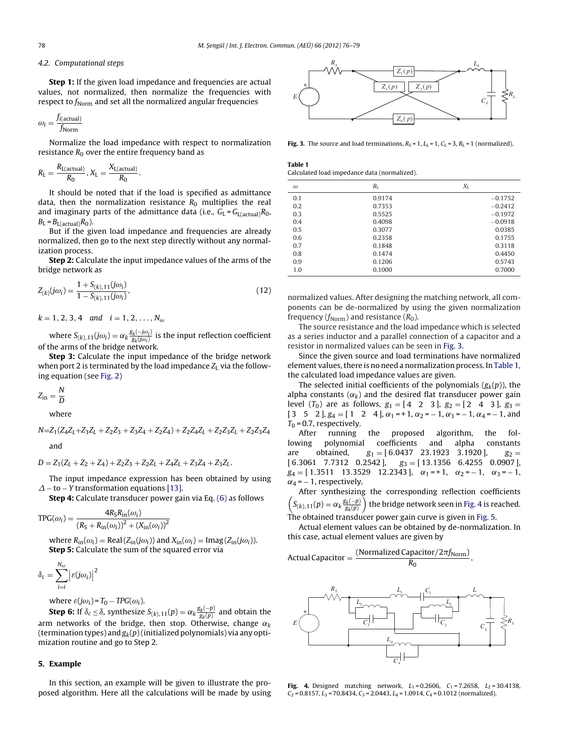### 4.2. Computational steps

**Step 1:** If the given load impedance and frequencies are actual values, not normalized, then normalize the frequencies with respect to $f_{\text{Norm}}$ and set all the normalized angular frequencies

$$\omega_i = \frac{f_{i(\text{actual})}}{f_{\text{Norm}}}$$

Normalize the load impedance with respect to normalization resistance $R_0$ over the entire frequency band as

$$R_L = \frac{R_{L(\text{actual})}}{R_0}, X_L = \frac{X_{L(\text{actual})}}{R_0}.$$

It should be noted that if the load is specified as admittance data, then the normalization resistance $R_0$ multiplies the real and imaginary parts of the admittance data (i.e., $G_L = G_{L(\text{actual})}R_0$, $B_L = B_{L(\text{actual})}R_0$).

But if the given load impedance and frequencies are already normalized, then go to the next step directly without any normalization process.

**Step 2:** Calculate the input impedance values of the arms of the bridge network as

$$Z_{(k)}(j\omega_i) = \frac{1 + S_{(k),11}(j\omega_i)}{1 - S_{(k),11}(j\omega_i)}, \tag{12}$$

$k = 1, 2, 3, 4$ and $i = 1, 2, \ldots, N_\omega$

where $S_{(k),11}(j\omega_i) = \alpha_k \frac{g_k(-j\omega_i)}{g_k(j\omega_i)}$ is the input reflection coefficient of the arms of the bridge network.

**Step 3:** Calculate the input impedance of the bridge network when port 2 is terminated by the load impedance $Z_L$ via the following equation (see Fig. 2)

$$Z_{\text{in}} = \frac{N}{D}$$

where

$$N = Z_1(Z_4Z_L + Z_3Z_L + Z_2Z_3 + Z_3Z_4 + Z_2Z_4) + Z_2Z_4Z_L + Z_2Z_3Z_L + Z_2Z_3Z_4$$

and

$$D = Z_1(Z_L + Z_2 + Z_4) + Z_2Z_3 + Z_2Z_L + Z_4Z_L + Z_3Z_4 + Z_3Z_L.$$

The input impedance expression has been obtained by using $\Delta$ – to – $Y$ transformation equations [13].

**Step 4:** Calculate transducer power gain via Eq. (6) as follows

$$\text{TPG}(\omega_i) = \frac{4R_S R_{\text{in}}(\omega_i)}{(R_S + R_{\text{in}}(\omega_i))^2 + (X_{\text{in}}(\omega_i))^2}$$

where $R_{\text{in}}(\omega_i) = \text{Real}(Z_{\text{in}}(j\omega_i))$ and $X_{\text{in}}(\omega_i) = \text{Imag}(Z_{\text{in}}(j\omega_i))$.

**Step 5:** Calculate the sum of the squared error via

$$\delta_c = \sum_{i=i}^{N_\omega} \left|\varepsilon(j\omega_i)\right|^2$$

where $\varepsilon(j\omega_i) = T_0 - TPG(\omega_i)$.

**Step 6:** If $\delta_c \leq \delta$, synthesize $S_{(k),11}(p) = \alpha_k \frac{g_k(-p)}{g_k(p)}$ and obtain the arm networks of the bridge, then stop. Otherwise, change $\alpha_k$ (termination types) and $g_k(p)$ (initialized polynomials) via any optimization routine and go to Step 2.

## 5. Example

In this section, an example will be given to illustrate the proposed algorithm. Here all the calculations will be made by using normalized values. After designing the matching network, all components can be de-normalized by using the given normalization frequency ($f_{\text{Norm}}$) and resistance ($R_0$).

**Fig. 3.** The source and load terminations, $R_S = 1$, $L_L = 1$, $C_L = 3$, $R_L = 1$ (normalized).

**Table 1**
Calculated load impedance data (normalized).

| $\omega$ | $R_L$ | $X_L$ |
|---|---|---|
| 0.1 | 0.9174 | −0.1752 |
| 0.2 | 0.7353 | −0.2412 |
| 0.3 | 0.5525 | −0.1972 |
| 0.4 | 0.4098 | −0.0918 |
| 0.5 | 0.3077 | 0.0385 |
| 0.6 | 0.2358 | 0.1755 |
| 0.7 | 0.1848 | 0.3118 |
| 0.8 | 0.1474 | 0.4450 |
| 0.9 | 0.1206 | 0.5743 |
| 1.0 | 0.1000 | 0.7000 |

The source resistance and the load impedance which is selected as a series inductor and a parallel connection of a capacitor and a resistor in normalized values can be seen in Fig. 3.

Since the given source and load terminations have normalized element values, there is no need a normalization process. In Table 1, the calculated load impedance values are given.

The selected initial coefficients of the polynomials ($g_k(p)$), the alpha constants ($\alpha_k$) and the desired flat transducer power gain level ($T_0$) are as follows, $g_1 = [\,4 \quad 2 \quad 3\,]$, $g_2 = [\,2 \quad 4 \quad 3\,]$, $g_3 = [\,3 \quad 5 \quad 2\,]$, $g_4 = [\,1 \quad 2 \quad 4\,]$, $\alpha_1 = +1$, $\alpha_2 = -1$, $\alpha_3 = -1$, $\alpha_4 = -1$, and $T_0 = 0.7$, respectively.

After running the proposed algorithm, the following polynomial coefficients and alpha constants are obtained, $g_1 = [\,6.0437 \quad 23.1923 \quad 3.1920\,]$, $g_2 = [\,6.3061 \quad 7.7312 \quad 0.2542\,]$, $g_3 = [\,13.1356 \quad 6.4255 \quad 0.0907\,]$, $g_4 = [\,1.3511 \quad 13.3529 \quad 12.2343\,]$, $\alpha_1 = +1$, $\alpha_2 = -1$, $\alpha_3 = -1$, $\alpha_4 = -1$, respectively.

After synthesizing the corresponding reflection coefficients $\left(S_{(k),11}(p) = \alpha_k \frac{g_k(-p)}{g_k(p)}\right)$ the bridge network seen in Fig. 4 is reached. The obtained transducer power gain curve is given in Fig. 5.

Actual element values can be obtained by de-normalization. In this case, actual element values are given by

$$\text{Actual Capacitor} = \frac{(\text{Normalized Capacitor}/2\pi f_{\text{Norm}})}{R_0},$$

**Fig. 4.** Designed matching network, $L_1 = 0.2606$, $C_1 = 7.2658$, $L_2 = 30.4138$, $C_2 = 0.8157$, $L_3 = 70.8434$, $C_3 = 2.0443$, $L_4 = 1.0914$, $C_4 = 0.1012$ (normalized).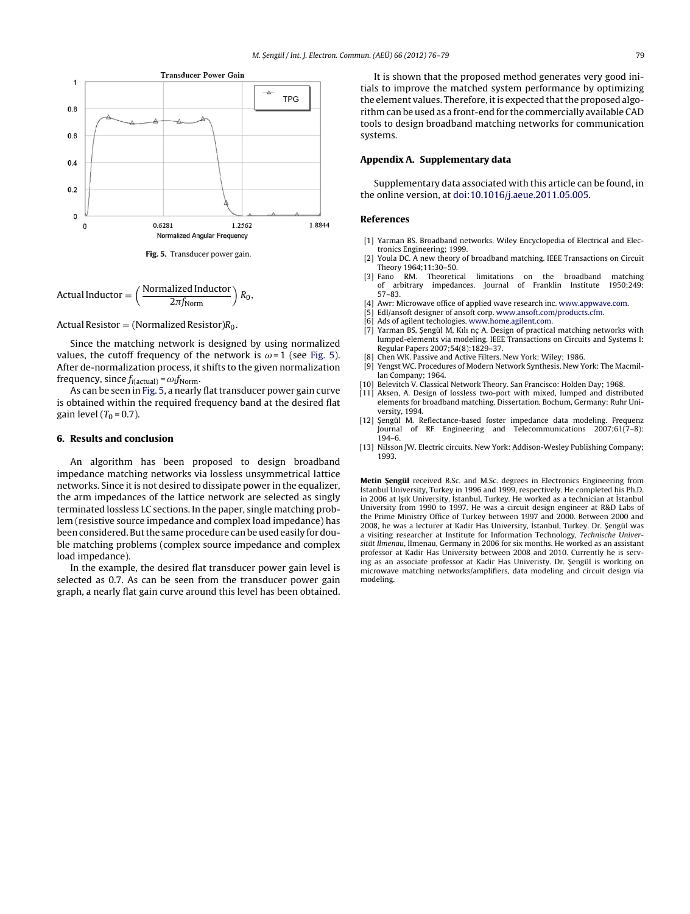Transducer Power Gain

TPG

1

0.8

0.6

0.4

0.2

0

0

0.6281

1.2562

1.8844

Normalized Angular Frequency

**Fig. 5.** Transducer power gain.

$$\text{Actual Inductor} = \left(\frac{\text{Normalized Inductor}}{2\pi f_{\text{Norm}}}\right) R_0,$$

$$\text{Actual Resistor} = (\text{Normalized Resistor}) R_0.$$

Since the matching network is designed by using normalized values, the cutoff frequency of the network is $\omega = 1$ (see Fig. 5). After de-normalization process, it shifts to the given normalization frequency, since $f_{i(\text{actual})} = \omega_i f_{\text{Norm}}$.

As can be seen in Fig. 5, a nearly flat transducer power gain curve is obtained within the required frequency band at the desired flat gain level ($T_0 = 0.7$).

## 6. Results and conclusion

An algorithm has been proposed to design broadband impedance matching networks via lossless unsymmetrical lattice networks. Since it is not desired to dissipate power in the equalizer, the arm impedances of the lattice network are selected as singly terminated lossless LC sections. In the paper, single matching problem (resistive source impedance and complex load impedance) has been considered. But the same procedure can be used easily for double matching problems (complex source impedance and complex load impedance).

In the example, the desired flat transducer power gain level is selected as 0.7. As can be seen from the transducer power gain graph, a nearly flat gain curve around this level has been obtained.

It is shown that the proposed method generates very good initials to improve the matched system performance by optimizing the element values. Therefore, it is expected that the proposed algorithm can be used as a front-end for the commercially available CAD tools to design broadband matching networks for communication systems.

## Appendix A. Supplementary data

Supplementary data associated with this article can be found, in the online version, at doi:10.1016/j.aeue.2011.05.005.

## References

[1] Yarman BS. Broadband networks. Wiley Encyclopedia of Electrical and Electronics Engineering; 1999.

[2] Youla DC. A new theory of broadband matching. IEEE Transactions on Circuit Theory 1964;11:30–50.

[3] Fano RM. Theoretical limitations on the broadband matching of arbitrary impedances. Journal of Franklin Institute 1950;249: 57–83.

[4] Awr: Microwave office of applied wave research inc. www.appwave.com.

[5] Edl/ansoft designer of ansoft corp. www.ansoft.com/products.cfm.

[6] Ads of agilent techologies. www.home.agilent.com.

[7] Yarman BS, Şengül M, Kılı nç A. Design of practical matching networks with lumped-elements via modeling. IEEE Transactions on Circuits and Systems I: Regular Papers 2007;54(8):1829–37.

[8] Chen WK. Passive and Active Filters. New York: Wiley; 1986.

[9] Yengst WC. Procedures of Modern Network Synthesis. New York: The Macmillan Company; 1964.

[10] Belevitch V. Classical Network Theory. San Francisco: Holden Day; 1968.

[11] Aksen, A. Design of lossless two-port with mixed, lumped and distributed elements for broadband matching. Dissertation. Bochum, Germany: Ruhr University, 1994.

[12] Şengül M. Reflectance-based foster impedance data modeling. Frequenz Journal of RF Engineering and Telecommunications 2007;61(7–8): 194–6.

[13] Nilsson JW. Electric circuits. New York: Addison-Wesley Publishing Company; 1993.

**Metin Şengül** received B.Sc. and M.Sc. degrees in Electronics Engineering from İstanbul University, Turkey in 1996 and 1999, respectively. He completed his Ph.D. in 2006 at Işık University, İstanbul, Turkey. He worked as a technician at İstanbul University from 1990 to 1997. He was a circuit design engineer at R&D Labs of the Prime Ministry Office of Turkey between 1997 and 2000. Between 2000 and 2008, he was a lecturer at Kadir Has University, İstanbul, Turkey. Dr. Şengül was a visiting researcher at Institute for Information Technology, *Technische Universität Ilmenau*, Ilmenau, Germany in 2006 for six months. He worked as an assistant professor at Kadir Has University between 2008 and 2010. Currently he is serving as an associate professor at Kadir Has Univeristy. Dr. Şengül is working on microwave matching networks/amplifiers, data modeling and circuit design via modeling.